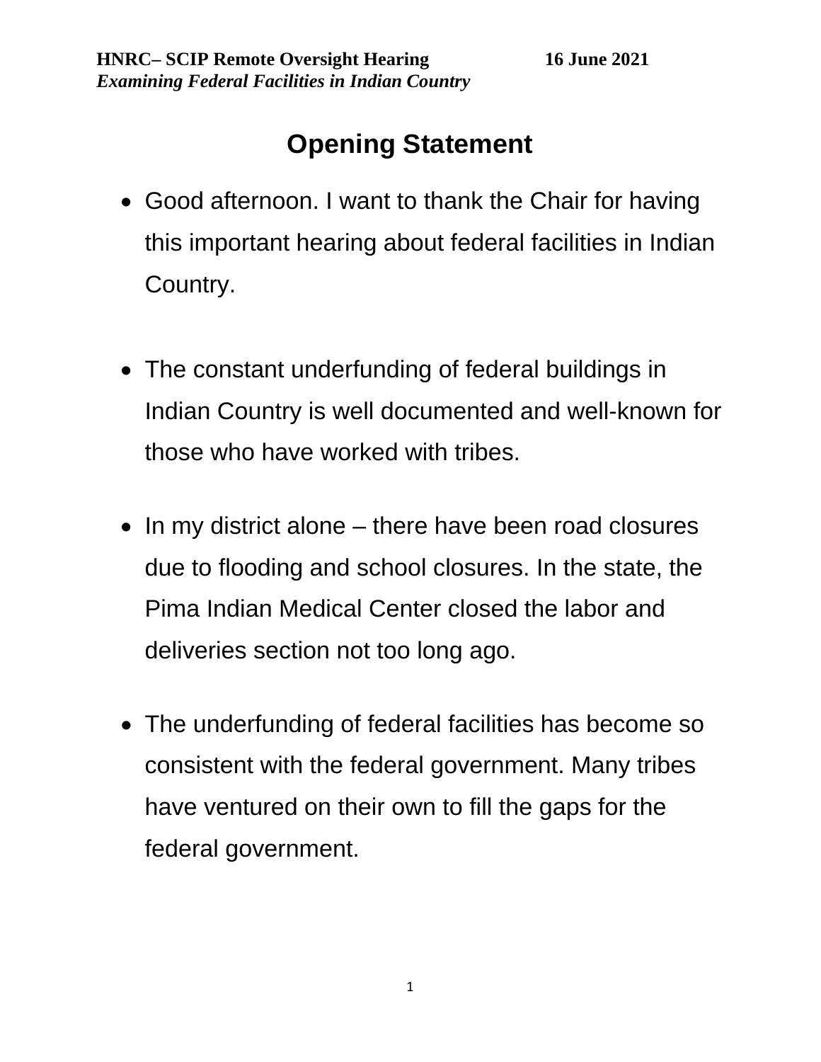**HNRC– SCIP Remote Oversight Hearing** **16 June 2021**
***Examining Federal Facilities in Indian Country***

# Opening Statement

- Good afternoon. I want to thank the Chair for having this important hearing about federal facilities in Indian Country.

- The constant underfunding of federal buildings in Indian Country is well documented and well-known for those who have worked with tribes.

- In my district alone – there have been road closures due to flooding and school closures. In the state, the Pima Indian Medical Center closed the labor and deliveries section not too long ago.

- The underfunding of federal facilities has become so consistent with the federal government. Many tribes have ventured on their own to fill the gaps for the federal government.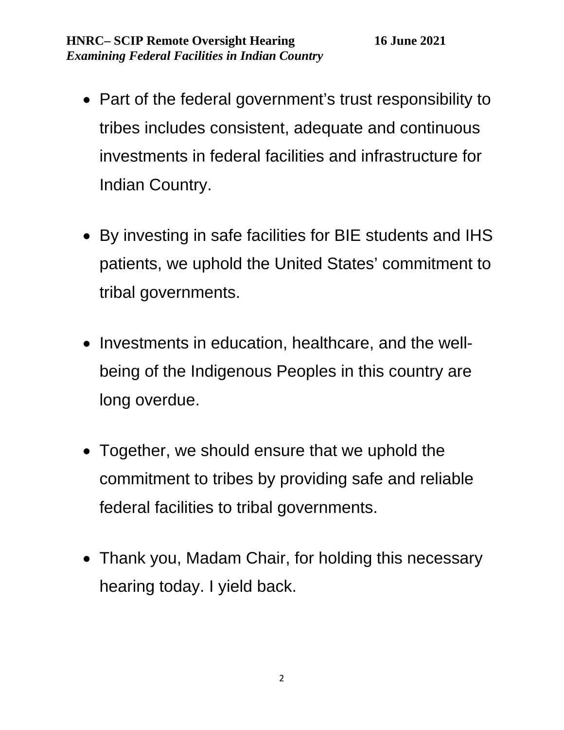- Part of the federal government's trust responsibility to tribes includes consistent, adequate and continuous investments in federal facilities and infrastructure for Indian Country.

- By investing in safe facilities for BIE students and IHS patients, we uphold the United States' commitment to tribal governments.

- Investments in education, healthcare, and the well-being of the Indigenous Peoples in this country are long overdue.

- Together, we should ensure that we uphold the commitment to tribes by providing safe and reliable federal facilities to tribal governments.

- Thank you, Madam Chair, for holding this necessary hearing today. I yield back.